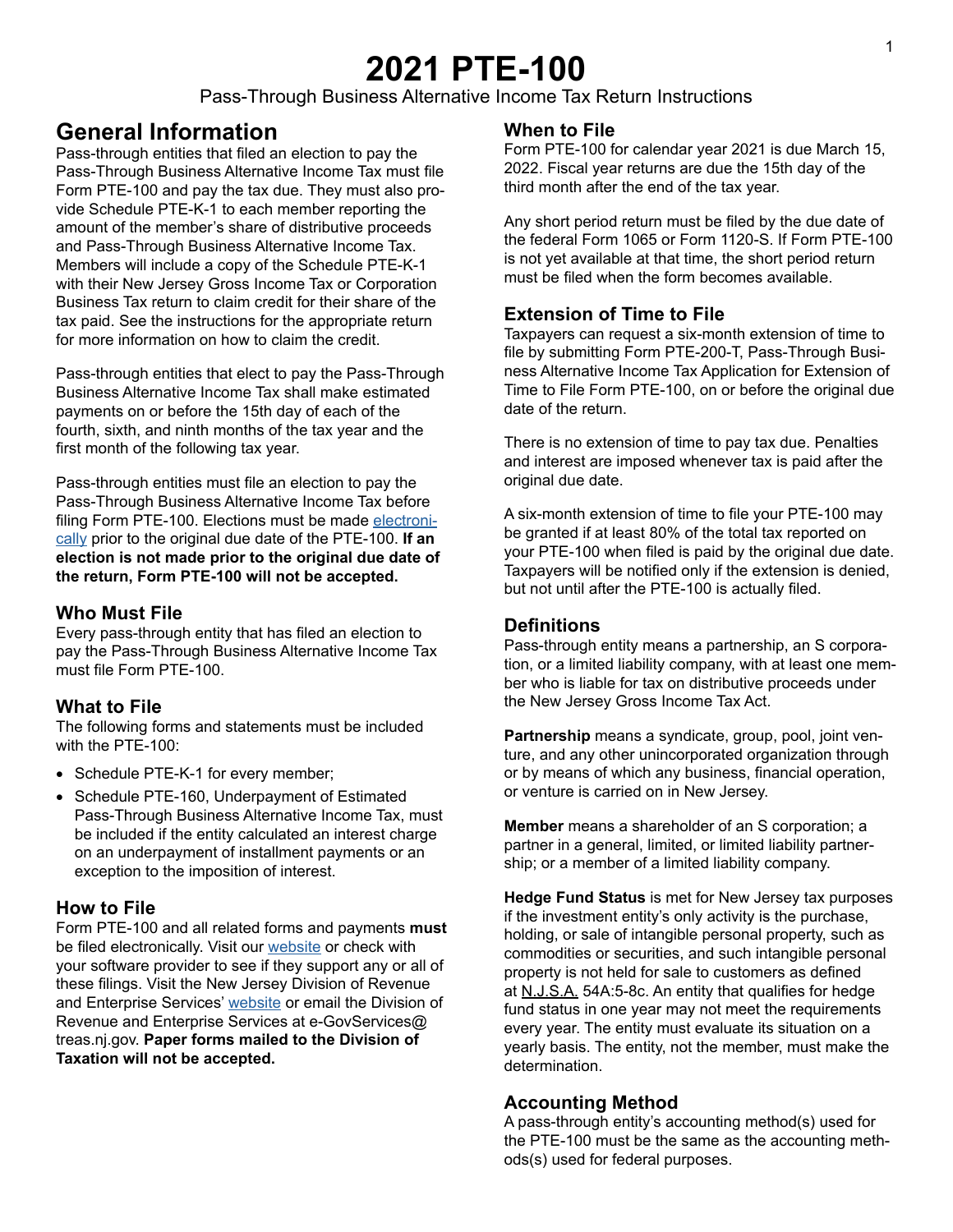# 2021 PTE-100

Pass-Through Business Alternative Income Tax Return Instructions

## General Information

Pass-through entities that filed an election to pay the Pass-Through Business Alternative Income Tax must file Form PTE-100 and pay the tax due. They must also provide Schedule PTE-K-1 to each member reporting the amount of the member's share of distributive proceeds and Pass-Through Business Alternative Income Tax. Members will include a copy of the Schedule PTE-K-1 with their New Jersey Gross Income Tax or Corporation Business Tax return to claim credit for their share of the tax paid. See the instructions for the appropriate return for more information on how to claim the credit.

Pass-through entities that elect to pay the Pass-Through Business Alternative Income Tax shall make estimated payments on or before the 15th day of each of the fourth, sixth, and ninth months of the tax year and the first month of the following tax year.

Pass-through entities must file an election to pay the Pass-Through Business Alternative Income Tax before filing Form PTE-100. Elections must be made electronically prior to the original due date of the PTE-100. **If an election is not made prior to the original due date of the return, Form PTE-100 will not be accepted.**

### Who Must File

Every pass-through entity that has filed an election to pay the Pass-Through Business Alternative Income Tax must file Form PTE-100.

### What to File

The following forms and statements must be included with the PTE-100:

- Schedule PTE-K-1 for every member;
- Schedule PTE-160, Underpayment of Estimated Pass-Through Business Alternative Income Tax, must be included if the entity calculated an interest charge on an underpayment of installment payments or an exception to the imposition of interest.

### How to File

Form PTE-100 and all related forms and payments **must** be filed electronically. Visit our website or check with your software provider to see if they support any or all of these filings. Visit the New Jersey Division of Revenue and Enterprise Services' website or email the Division of Revenue and Enterprise Services at e-GovServices@treas.nj.gov. **Paper forms mailed to the Division of Taxation will not be accepted.**

### When to File

Form PTE-100 for calendar year 2021 is due March 15, 2022. Fiscal year returns are due the 15th day of the third month after the end of the tax year.

Any short period return must be filed by the due date of the federal Form 1065 or Form 1120-S. If Form PTE-100 is not yet available at that time, the short period return must be filed when the form becomes available.

### Extension of Time to File

Taxpayers can request a six-month extension of time to file by submitting Form PTE-200-T, Pass-Through Business Alternative Income Tax Application for Extension of Time to File Form PTE-100, on or before the original due date of the return.

There is no extension of time to pay tax due. Penalties and interest are imposed whenever tax is paid after the original due date.

A six-month extension of time to file your PTE-100 may be granted if at least 80% of the total tax reported on your PTE-100 when filed is paid by the original due date. Taxpayers will be notified only if the extension is denied, but not until after the PTE-100 is actually filed.

### Definitions

Pass-through entity means a partnership, an S corporation, or a limited liability company, with at least one member who is liable for tax on distributive proceeds under the New Jersey Gross Income Tax Act.

**Partnership** means a syndicate, group, pool, joint venture, and any other unincorporated organization through or by means of which any business, financial operation, or venture is carried on in New Jersey.

**Member** means a shareholder of an S corporation; a partner in a general, limited, or limited liability partnership; or a member of a limited liability company.

**Hedge Fund Status** is met for New Jersey tax purposes if the investment entity's only activity is the purchase, holding, or sale of intangible personal property, such as commodities or securities, and such intangible personal property is not held for sale to customers as defined at N.J.S.A. 54A:5-8c. An entity that qualifies for hedge fund status in one year may not meet the requirements every year. The entity must evaluate its situation on a yearly basis. The entity, not the member, must make the determination.

### Accounting Method

A pass-through entity's accounting method(s) used for the PTE-100 must be the same as the accounting method(s) used for federal purposes.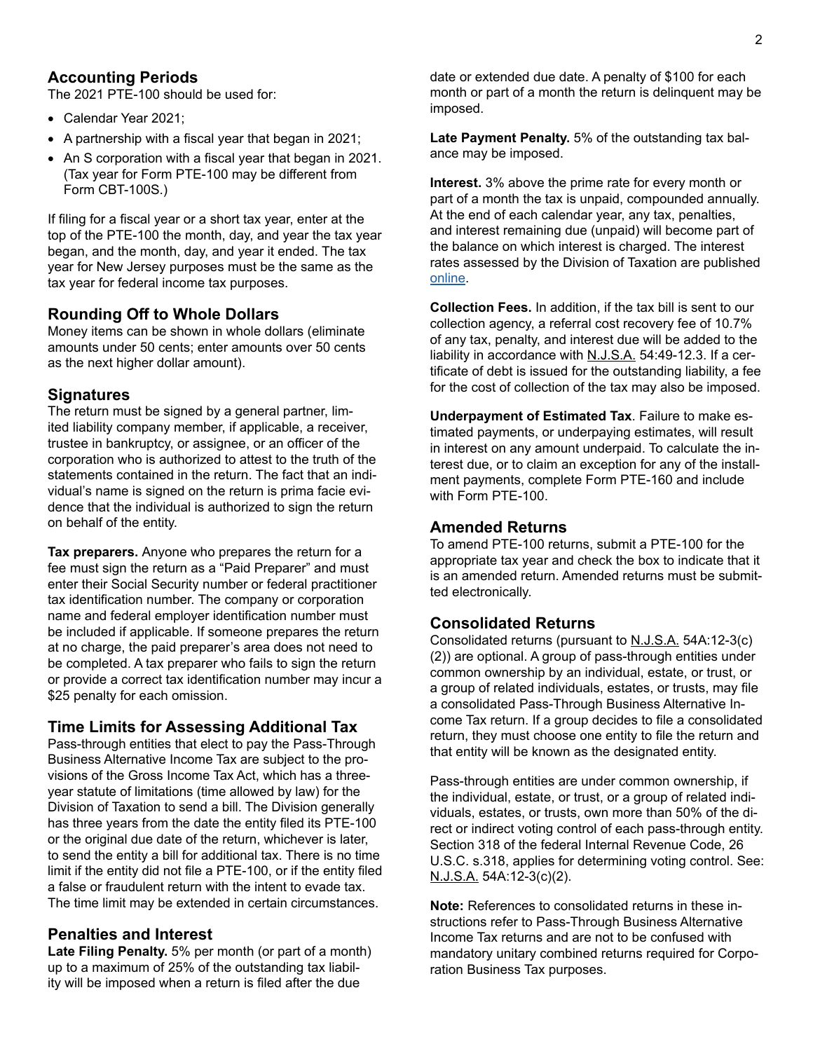## Accounting Periods

The 2021 PTE-100 should be used for:

- Calendar Year 2021;
- A partnership with a fiscal year that began in 2021;
- An S corporation with a fiscal year that began in 2021. (Tax year for Form PTE-100 may be different from Form CBT-100S.)

If filing for a fiscal year or a short tax year, enter at the top of the PTE-100 the month, day, and year the tax year began, and the month, day, and year it ended. The tax year for New Jersey purposes must be the same as the tax year for federal income tax purposes.

## Rounding Off to Whole Dollars

Money items can be shown in whole dollars (eliminate amounts under 50 cents; enter amounts over 50 cents as the next higher dollar amount).

## Signatures

The return must be signed by a general partner, limited liability company member, if applicable, a receiver, trustee in bankruptcy, or assignee, or an officer of the corporation who is authorized to attest to the truth of the statements contained in the return. The fact that an individual's name is signed on the return is prima facie evidence that the individual is authorized to sign the return on behalf of the entity.

**Tax preparers.** Anyone who prepares the return for a fee must sign the return as a "Paid Preparer" and must enter their Social Security number or federal practitioner tax identification number. The company or corporation name and federal employer identification number must be included if applicable. If someone prepares the return at no charge, the paid preparer's area does not need to be completed. A tax preparer who fails to sign the return or provide a correct tax identification number may incur a $25 penalty for each omission.

## Time Limits for Assessing Additional Tax

Pass-through entities that elect to pay the Pass-Through Business Alternative Income Tax are subject to the provisions of the Gross Income Tax Act, which has a three-year statute of limitations (time allowed by law) for the Division of Taxation to send a bill. The Division generally has three years from the date the entity filed its PTE-100 or the original due date of the return, whichever is later, to send the entity a bill for additional tax. There is no time limit if the entity did not file a PTE-100, or if the entity filed a false or fraudulent return with the intent to evade tax. The time limit may be extended in certain circumstances.

## Penalties and Interest

**Late Filing Penalty.** 5% per month (or part of a month) up to a maximum of 25% of the outstanding tax liability will be imposed when a return is filed after the due date or extended due date. A penalty of $100 for each month or part of a month the return is delinquent may be imposed.

**Late Payment Penalty.** 5% of the outstanding tax balance may be imposed.

**Interest.** 3% above the prime rate for every month or part of a month the tax is unpaid, compounded annually. At the end of each calendar year, any tax, penalties, and interest remaining due (unpaid) will become part of the balance on which interest is charged. The interest rates assessed by the Division of Taxation are published online.

**Collection Fees.** In addition, if the tax bill is sent to our collection agency, a referral cost recovery fee of 10.7% of any tax, penalty, and interest due will be added to the liability in accordance with N.J.S.A. 54:49-12.3. If a certificate of debt is issued for the outstanding liability, a fee for the cost of collection of the tax may also be imposed.

**Underpayment of Estimated Tax**. Failure to make estimated payments, or underpaying estimates, will result in interest on any amount underpaid. To calculate the interest due, or to claim an exception for any of the installment payments, complete Form PTE-160 and include with Form PTE-100.

## Amended Returns

To amend PTE-100 returns, submit a PTE-100 for the appropriate tax year and check the box to indicate that it is an amended return. Amended returns must be submitted electronically.

## Consolidated Returns

Consolidated returns (pursuant to N.J.S.A. 54A:12-3(c)(2)) are optional. A group of pass-through entities under common ownership by an individual, estate, or trust, or a group of related individuals, estates, or trusts, may file a consolidated Pass-Through Business Alternative Income Tax return. If a group decides to file a consolidated return, they must choose one entity to file the return and that entity will be known as the designated entity.

Pass-through entities are under common ownership, if the individual, estate, or trust, or a group of related individuals, estates, or trusts, own more than 50% of the direct or indirect voting control of each pass-through entity. Section 318 of the federal Internal Revenue Code, 26 U.S.C. s.318, applies for determining voting control. See: N.J.S.A. 54A:12-3(c)(2).

**Note:** References to consolidated returns in these instructions refer to Pass-Through Business Alternative Income Tax returns and are not to be confused with mandatory unitary combined returns required for Corporation Business Tax purposes.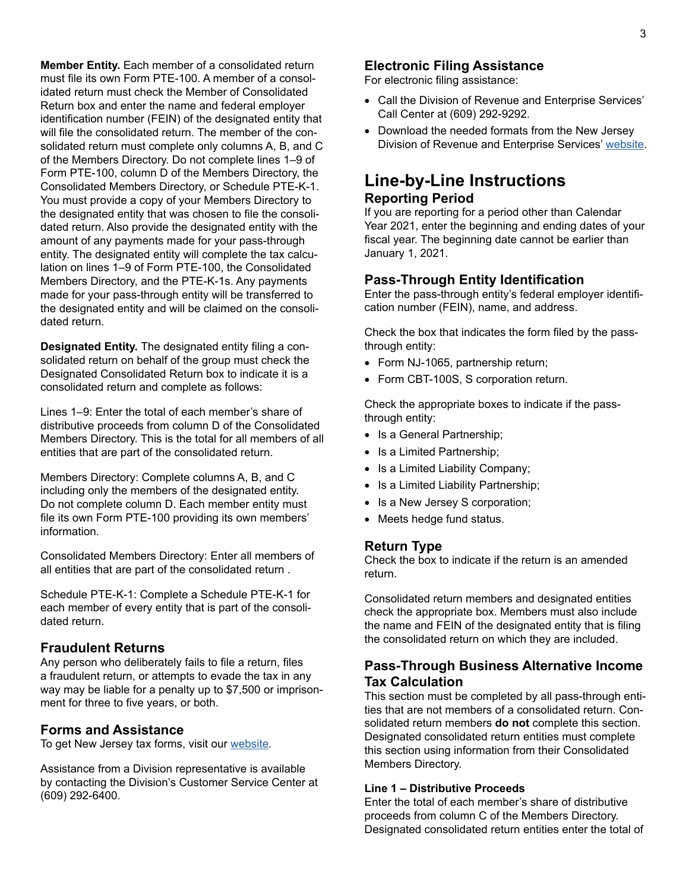**Member Entity.** Each member of a consolidated return must file its own Form PTE-100. A member of a consolidated return must check the Member of Consolidated Return box and enter the name and federal employer identification number (FEIN) of the designated entity that will file the consolidated return. The member of the consolidated return must complete only columns A, B, and C of the Members Directory. Do not complete lines 1–9 of Form PTE-100, column D of the Members Directory, the Consolidated Members Directory, or Schedule PTE-K-1. You must provide a copy of your Members Directory to the designated entity that was chosen to file the consolidated return. Also provide the designated entity with the amount of any payments made for your pass-through entity. The designated entity will complete the tax calculation on lines 1–9 of Form PTE-100, the Consolidated Members Directory, and the PTE-K-1s. Any payments made for your pass-through entity will be transferred to the designated entity and will be claimed on the consolidated return.

**Designated Entity.** The designated entity filing a consolidated return on behalf of the group must check the Designated Consolidated Return box to indicate it is a consolidated return and complete as follows:

Lines 1–9: Enter the total of each member's share of distributive proceeds from column D of the Consolidated Members Directory. This is the total for all members of all entities that are part of the consolidated return.

Members Directory: Complete columns A, B, and C including only the members of the designated entity. Do not complete column D. Each member entity must file its own Form PTE-100 providing its own members' information.

Consolidated Members Directory: Enter all members of all entities that are part of the consolidated return .

Schedule PTE-K-1: Complete a Schedule PTE-K-1 for each member of every entity that is part of the consolidated return.

## Fraudulent Returns

Any person who deliberately fails to file a return, files a fraudulent return, or attempts to evade the tax in any way may be liable for a penalty up to $7,500 or imprisonment for three to five years, or both.

## Forms and Assistance

To get New Jersey tax forms, visit our website.

Assistance from a Division representative is available by contacting the Division's Customer Service Center at (609) 292-6400.

## Electronic Filing Assistance

For electronic filing assistance:

- Call the Division of Revenue and Enterprise Services' Call Center at (609) 292-9292.
- Download the needed formats from the New Jersey Division of Revenue and Enterprise Services' website.

# Line-by-Line Instructions

## Reporting Period

If you are reporting for a period other than Calendar Year 2021, enter the beginning and ending dates of your fiscal year. The beginning date cannot be earlier than January 1, 2021.

## Pass-Through Entity Identification

Enter the pass-through entity's federal employer identification number (FEIN), name, and address.

Check the box that indicates the form filed by the pass-through entity:

- Form NJ-1065, partnership return;
- Form CBT-100S, S corporation return.

Check the appropriate boxes to indicate if the pass-through entity:

- Is a General Partnership;
- Is a Limited Partnership;
- Is a Limited Liability Company;
- Is a Limited Liability Partnership;
- Is a New Jersey S corporation;
- Meets hedge fund status.

## Return Type

Check the box to indicate if the return is an amended return.

Consolidated return members and designated entities check the appropriate box. Members must also include the name and FEIN of the designated entity that is filing the consolidated return on which they are included.

## Pass-Through Business Alternative Income Tax Calculation

This section must be completed by all pass-through entities that are not members of a consolidated return. Consolidated return members **do not** complete this section. Designated consolidated return entities must complete this section using information from their Consolidated Members Directory.

### Line 1 – Distributive Proceeds

Enter the total of each member's share of distributive proceeds from column C of the Members Directory. Designated consolidated return entities enter the total of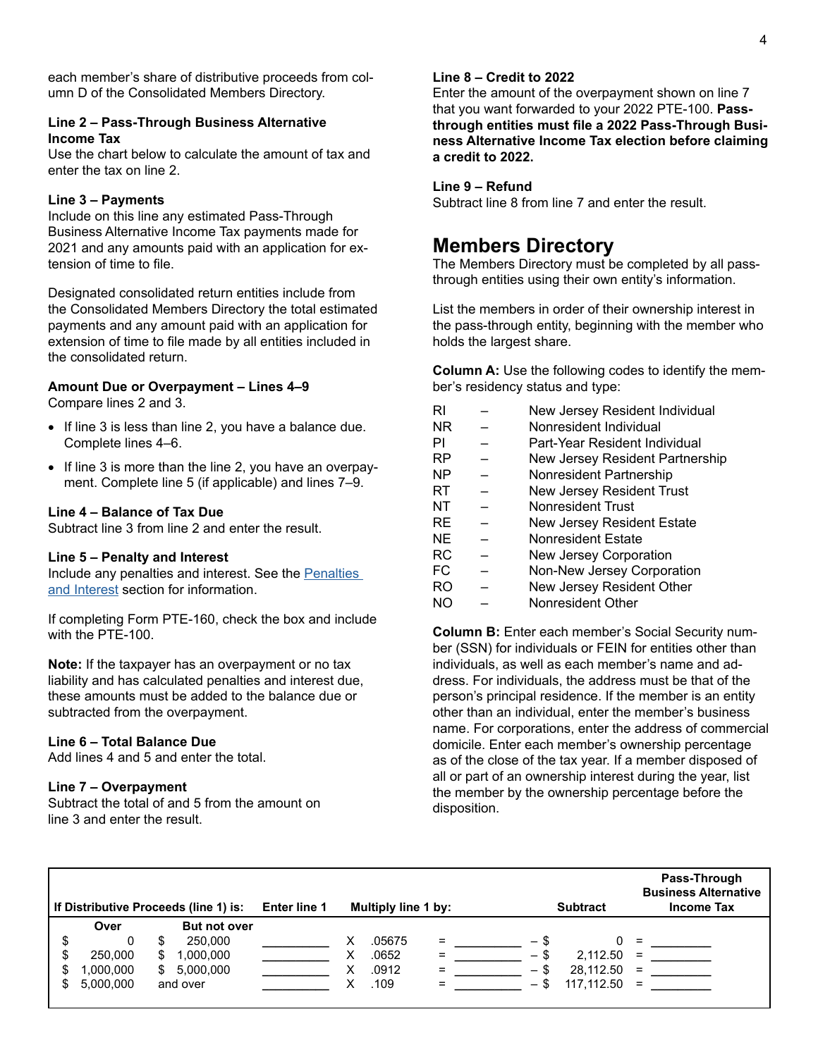each member's share of distributive proceeds from column D of the Consolidated Members Directory.

**Line 2 – Pass-Through Business Alternative Income Tax**
Use the chart below to calculate the amount of tax and enter the tax on line 2.

**Line 3 – Payments**
Include on this line any estimated Pass-Through Business Alternative Income Tax payments made for 2021 and any amounts paid with an application for extension of time to file.

Designated consolidated return entities include from the Consolidated Members Directory the total estimated payments and any amount paid with an application for extension of time to file made by all entities included in the consolidated return.

**Amount Due or Overpayment – Lines 4–9**
Compare lines 2 and 3.

- If line 3 is less than line 2, you have a balance due. Complete lines 4–6.
- If line 3 is more than the line 2, you have an overpayment. Complete line 5 (if applicable) and lines 7–9.

**Line 4 – Balance of Tax Due**
Subtract line 3 from line 2 and enter the result.

**Line 5 – Penalty and Interest**
Include any penalties and interest. See the Penalties and Interest section for information.

If completing Form PTE-160, check the box and include with the PTE-100.

**Note:** If the taxpayer has an overpayment or no tax liability and has calculated penalties and interest due, these amounts must be added to the balance due or subtracted from the overpayment.

**Line 6 – Total Balance Due**
Add lines 4 and 5 and enter the total.

**Line 7 – Overpayment**
Subtract the total of and 5 from the amount on line 3 and enter the result.

**Line 8 – Credit to 2022**
Enter the amount of the overpayment shown on line 7 that you want forwarded to your 2022 PTE-100. **Pass-through entities must file a 2022 Pass-Through Business Alternative Income Tax election before claiming a credit to 2022.**

**Line 9 – Refund**
Subtract line 8 from line 7 and enter the result.

## Members Directory

The Members Directory must be completed by all pass-through entities using their own entity's information.

List the members in order of their ownership interest in the pass-through entity, beginning with the member who holds the largest share.

**Column A:** Use the following codes to identify the member's residency status and type:

| | | |
|---|---|---|
| RI | – | New Jersey Resident Individual |
| NR | – | Nonresident Individual |
| PI | – | Part-Year Resident Individual |
| RP | – | New Jersey Resident Partnership |
| NP | – | Nonresident Partnership |
| RT | – | New Jersey Resident Trust |
| NT | – | Nonresident Trust |
| RE | – | New Jersey Resident Estate |
| NE | – | Nonresident Estate |
| RC | – | New Jersey Corporation |
| FC | – | Non-New Jersey Corporation |
| RO | – | New Jersey Resident Other |
| NO | – | Nonresident Other |

**Column B:** Enter each member's Social Security number (SSN) for individuals or FEIN for entities other than individuals, as well as each member's name and address. For individuals, the address must be that of the person's principal residence. If the member is an entity other than an individual, enter the member's business name. For corporations, enter the address of commercial domicile. Enter each member's ownership percentage as of the close of the tax year. If a member disposed of all or part of an ownership interest during the year, list the member by the ownership percentage before the disposition.

| If Distributive Proceeds (line 1) is: Over | But not over | Enter line 1 | Multiply line 1 by: | | Subtract | Pass-Through Business Alternative Income Tax |
|---|---|---|---|---|---|---|
| $ 0 | $ 250,000 | ________ | X .05675 | = ________ | – $ 0 | = ________ |
| $ 250,000 | $ 1,000,000 | ________ | X .0652 | = ________ | – $ 2,112.50 | = ________ |
| $ 1,000,000 | $ 5,000,000 | ________ | X .0912 | = ________ | – $ 28,112.50 | = ________ |
| $ 5,000,000 | and over | ________ | X .109 | = ________ | – $ 117,112.50 | = ________ |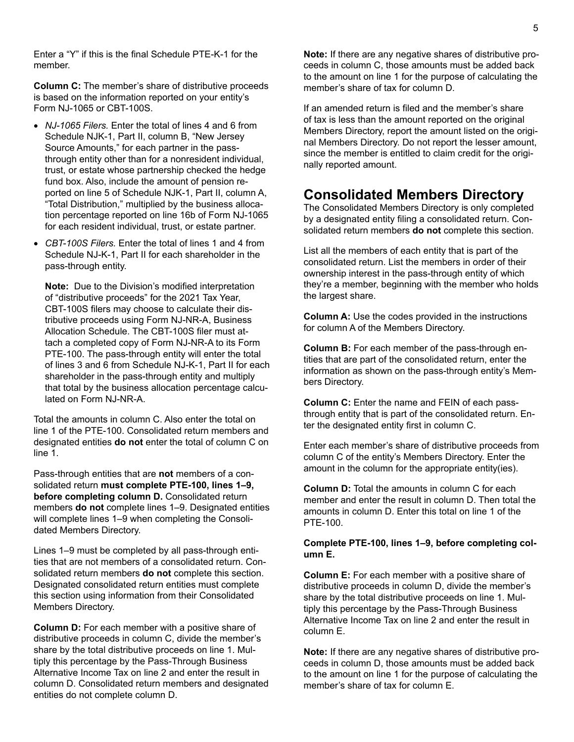Enter a "Y" if this is the final Schedule PTE-K-1 for the member.

**Column C:** The member's share of distributive proceeds is based on the information reported on your entity's Form NJ-1065 or CBT-100S.

- *NJ-1065 Filers.* Enter the total of lines 4 and 6 from Schedule NJK-1, Part II, column B, "New Jersey Source Amounts," for each partner in the pass-through entity other than for a nonresident individual, trust, or estate whose partnership checked the hedge fund box. Also, include the amount of pension reported on line 5 of Schedule NJK-1, Part II, column A, "Total Distribution," multiplied by the business allocation percentage reported on line 16b of Form NJ-1065 for each resident individual, trust, or estate partner.
- *CBT-100S Filers.* Enter the total of lines 1 and 4 from Schedule NJ-K-1, Part II for each shareholder in the pass-through entity.

  **Note:** Due to the Division's modified interpretation of "distributive proceeds" for the 2021 Tax Year, CBT-100S filers may choose to calculate their distributive proceeds using Form NJ-NR-A, Business Allocation Schedule. The CBT-100S filer must attach a completed copy of Form NJ-NR-A to its Form PTE-100. The pass-through entity will enter the total of lines 3 and 6 from Schedule NJ-K-1, Part II for each shareholder in the pass-through entity and multiply that total by the business allocation percentage calculated on Form NJ-NR-A.

Total the amounts in column C. Also enter the total on line 1 of the PTE-100. Consolidated return members and designated entities **do not** enter the total of column C on line 1.

Pass-through entities that are **not** members of a consolidated return **must complete PTE-100, lines 1–9, before completing column D.** Consolidated return members **do not** complete lines 1–9. Designated entities will complete lines 1–9 when completing the Consolidated Members Directory.

Lines 1–9 must be completed by all pass-through entities that are not members of a consolidated return. Consolidated return members **do not** complete this section. Designated consolidated return entities must complete this section using information from their Consolidated Members Directory.

**Column D:** For each member with a positive share of distributive proceeds in column C, divide the member's share by the total distributive proceeds on line 1. Multiply this percentage by the Pass-Through Business Alternative Income Tax on line 2 and enter the result in column D. Consolidated return members and designated entities do not complete column D.

**Note:** If there are any negative shares of distributive proceeds in column C, those amounts must be added back to the amount on line 1 for the purpose of calculating the member's share of tax for column D.

If an amended return is filed and the member's share of tax is less than the amount reported on the original Members Directory, report the amount listed on the original Members Directory. Do not report the lesser amount, since the member is entitled to claim credit for the originally reported amount.

## Consolidated Members Directory

The Consolidated Members Directory is only completed by a designated entity filing a consolidated return. Consolidated return members **do not** complete this section.

List all the members of each entity that is part of the consolidated return. List the members in order of their ownership interest in the pass-through entity of which they're a member, beginning with the member who holds the largest share.

**Column A:** Use the codes provided in the instructions for column A of the Members Directory.

**Column B:** For each member of the pass-through entities that are part of the consolidated return, enter the information as shown on the pass-through entity's Members Directory.

**Column C:** Enter the name and FEIN of each pass-through entity that is part of the consolidated return. Enter the designated entity first in column C.

Enter each member's share of distributive proceeds from column C of the entity's Members Directory. Enter the amount in the column for the appropriate entity(ies).

**Column D:** Total the amounts in column C for each member and enter the result in column D. Then total the amounts in column D. Enter this total on line 1 of the PTE-100.

**Complete PTE-100, lines 1–9, before completing column E.**

**Column E:** For each member with a positive share of distributive proceeds in column D, divide the member's share by the total distributive proceeds on line 1. Multiply this percentage by the Pass-Through Business Alternative Income Tax on line 2 and enter the result in column E.

**Note:** If there are any negative shares of distributive proceeds in column D, those amounts must be added back to the amount on line 1 for the purpose of calculating the member's share of tax for column E.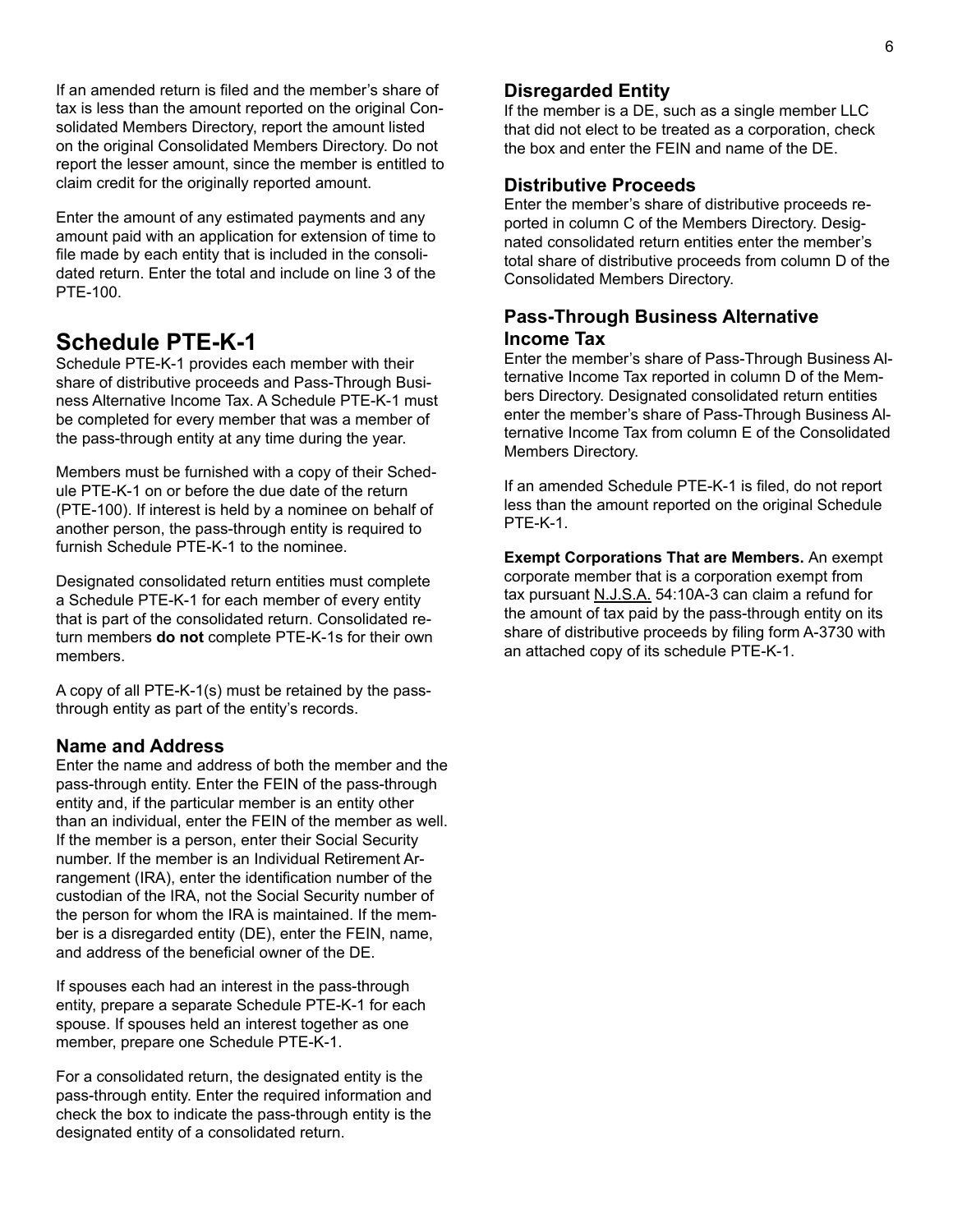If an amended return is filed and the member's share of tax is less than the amount reported on the original Consolidated Members Directory, report the amount listed on the original Consolidated Members Directory. Do not report the lesser amount, since the member is entitled to claim credit for the originally reported amount.

Enter the amount of any estimated payments and any amount paid with an application for extension of time to file made by each entity that is included in the consolidated return. Enter the total and include on line 3 of the PTE-100.

## Schedule PTE-K-1

Schedule PTE-K-1 provides each member with their share of distributive proceeds and Pass-Through Business Alternative Income Tax. A Schedule PTE-K-1 must be completed for every member that was a member of the pass-through entity at any time during the year.

Members must be furnished with a copy of their Schedule PTE-K-1 on or before the due date of the return (PTE-100). If interest is held by a nominee on behalf of another person, the pass-through entity is required to furnish Schedule PTE-K-1 to the nominee.

Designated consolidated return entities must complete a Schedule PTE-K-1 for each member of every entity that is part of the consolidated return. Consolidated return members **do not** complete PTE-K-1s for their own members.

A copy of all PTE-K-1(s) must be retained by the pass-through entity as part of the entity's records.

### Name and Address

Enter the name and address of both the member and the pass-through entity. Enter the FEIN of the pass-through entity and, if the particular member is an entity other than an individual, enter the FEIN of the member as well. If the member is a person, enter their Social Security number. If the member is an Individual Retirement Arrangement (IRA), enter the identification number of the custodian of the IRA, not the Social Security number of the person for whom the IRA is maintained. If the member is a disregarded entity (DE), enter the FEIN, name, and address of the beneficial owner of the DE.

If spouses each had an interest in the pass-through entity, prepare a separate Schedule PTE-K-1 for each spouse. If spouses held an interest together as one member, prepare one Schedule PTE-K-1.

For a consolidated return, the designated entity is the pass-through entity. Enter the required information and check the box to indicate the pass-through entity is the designated entity of a consolidated return.

### Disregarded Entity

If the member is a DE, such as a single member LLC that did not elect to be treated as a corporation, check the box and enter the FEIN and name of the DE.

### Distributive Proceeds

Enter the member's share of distributive proceeds reported in column C of the Members Directory. Designated consolidated return entities enter the member's total share of distributive proceeds from column D of the Consolidated Members Directory.

### Pass-Through Business Alternative Income Tax

Enter the member's share of Pass-Through Business Alternative Income Tax reported in column D of the Members Directory. Designated consolidated return entities enter the member's share of Pass-Through Business Alternative Income Tax from column E of the Consolidated Members Directory.

If an amended Schedule PTE-K-1 is filed, do not report less than the amount reported on the original Schedule PTE-K-1.

**Exempt Corporations That are Members.** An exempt corporate member that is a corporation exempt from tax pursuant N.J.S.A. 54:10A-3 can claim a refund for the amount of tax paid by the pass-through entity on its share of distributive proceeds by filing form A-3730 with an attached copy of its schedule PTE-K-1.